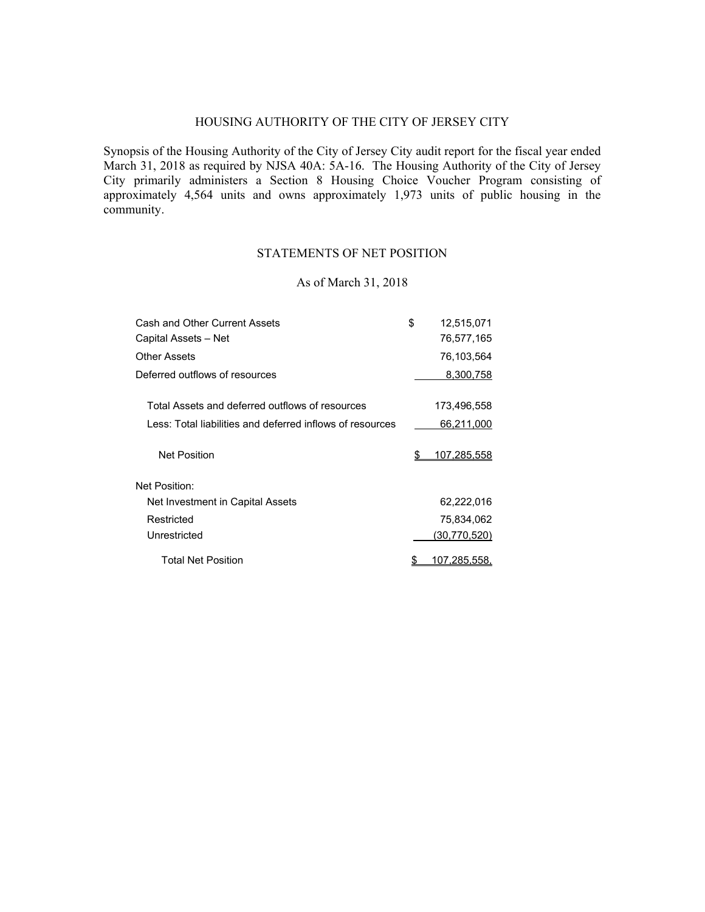# HOUSING AUTHORITY OF THE CITY OF JERSEY CITY

Synopsis of the Housing Authority of the City of Jersey City audit report for the fiscal year ended March 31, 2018 as required by NJSA 40A: 5A-16. The Housing Authority of the City of Jersey City primarily administers a Section 8 Housing Choice Voucher Program consisting of approximately 4,564 units and owns approximately 1,973 units of public housing in the community.

## STATEMENTS OF NET POSITION

### As of March 31, 2018

| | |
|---|---|
| Cash and Other Current Assets | $ 12,515,071 |
| Capital Assets – Net | 76,577,165 |
| Other Assets | 76,103,564 |
| Deferred outflows of resources | 8,300,758 |
| Total Assets and deferred outflows of resources | 173,496,558 |
| Less: Total liabilities and deferred inflows of resources | 66,211,000 |
| Net Position | $ 107,285,558 |
| Net Position: | |
| Net Investment in Capital Assets | 62,222,016 |
| Restricted | 75,834,062 |
| Unrestricted | (30,770,520) |
| Total Net Position | $ 107,285,558. |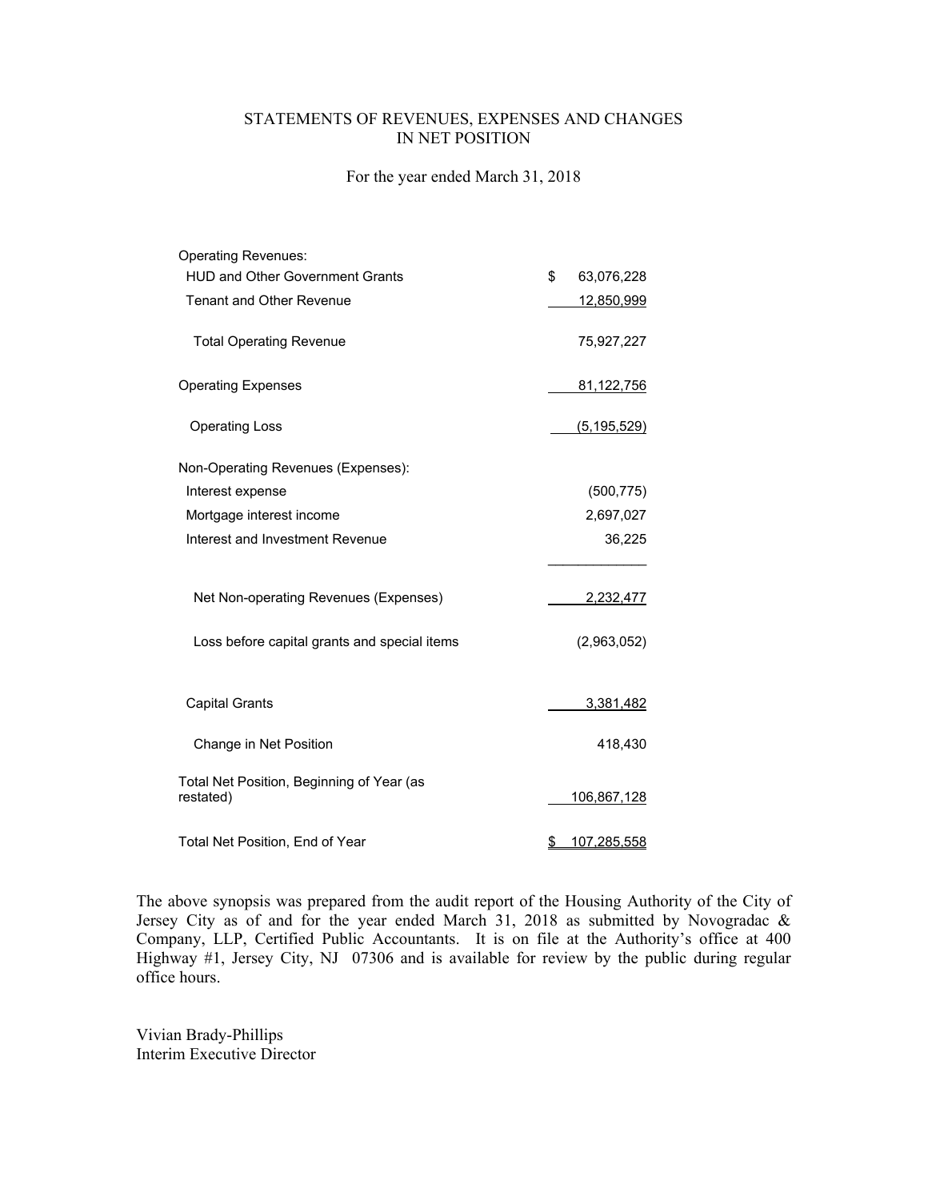# STATEMENTS OF REVENUES, EXPENSES AND CHANGES IN NET POSITION

For the year ended March 31, 2018

| | |
|---|---|
| Operating Revenues: | |
| HUD and Other Government Grants | $ 63,076,228 |
| Tenant and Other Revenue | 12,850,999 |
| Total Operating Revenue | 75,927,227 |
| Operating Expenses | 81,122,756 |
| Operating Loss | (5,195,529) |
| Non-Operating Revenues (Expenses): | |
| Interest expense | (500,775) |
| Mortgage interest income | 2,697,027 |
| Interest and Investment Revenue | 36,225 |
| Net Non-operating Revenues (Expenses) | 2,232,477 |
| Loss before capital grants and special items | (2,963,052) |
| Capital Grants | 3,381,482 |
| Change in Net Position | 418,430 |
| Total Net Position, Beginning of Year (as restated) | 106,867,128 |
| Total Net Position, End of Year | $ 107,285,558 |

The above synopsis was prepared from the audit report of the Housing Authority of the City of Jersey City as of and for the year ended March 31, 2018 as submitted by Novogradac & Company, LLP, Certified Public Accountants. It is on file at the Authority's office at 400 Highway #1, Jersey City, NJ 07306 and is available for review by the public during regular office hours.

Vivian Brady-Phillips
Interim Executive Director